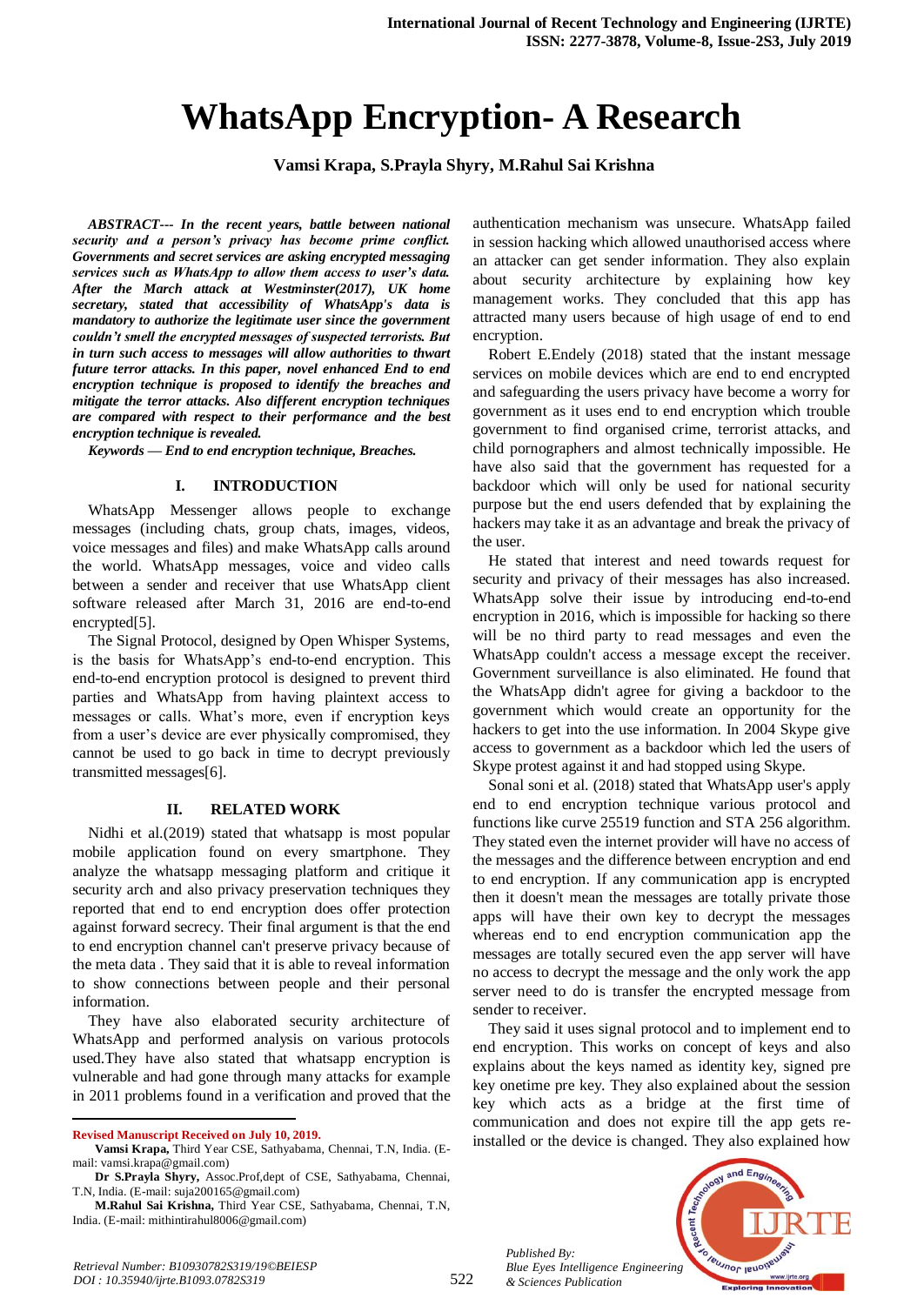# WhatsApp Encryption- A Research

**Vamsi Krapa, S.Prayla Shyry, M.Rahul Sai Krishna**

***ABSTRACT--- In the recent years, battle between national security and a person's privacy has become prime conflict. Governments and secret services are asking encrypted messaging services such as WhatsApp to allow them access to user's data. After the March attack at Westminster(2017), UK home secretary, stated that accessibility of WhatsApp's data is mandatory to authorize the legitimate user since the government couldn't smell the encrypted messages of suspected terrorists. But in turn such access to messages will allow authorities to thwart future terror attacks. In this paper, novel enhanced End to end encryption technique is proposed to identify the breaches and mitigate the terror attacks. Also different encryption techniques are compared with respect to their performance and the best encryption technique is revealed.***

***Keywords — End to end encryption technique, Breaches.***

## I. INTRODUCTION

WhatsApp Messenger allows people to exchange messages (including chats, group chats, images, videos, voice messages and files) and make WhatsApp calls around the world. WhatsApp messages, voice and video calls between a sender and receiver that use WhatsApp client software released after March 31, 2016 are end-to-end encrypted[5].

The Signal Protocol, designed by Open Whisper Systems, is the basis for WhatsApp's end-to-end encryption. This end-to-end encryption protocol is designed to prevent third parties and WhatsApp from having plaintext access to messages or calls. What's more, even if encryption keys from a user's device are ever physically compromised, they cannot be used to go back in time to decrypt previously transmitted messages[6].

## II. RELATED WORK

Nidhi et al.(2019) stated that whatsapp is most popular mobile application found on every smartphone. They analyze the whatsapp messaging platform and critique it security arch and also privacy preservation techniques they reported that end to end encryption does offer protection against forward secrecy. Their final argument is that the end to end encryption channel can't preserve privacy because of the meta data . They said that it is able to reveal information to show connections between people and their personal information.

They have also elaborated security architecture of WhatsApp and performed analysis on various protocols used.They have also stated that whatsapp encryption is vulnerable and had gone through many attacks for example in 2011 problems found in a verification and proved that the authentication mechanism was unsecure. WhatsApp failed in session hacking which allowed unauthorised access where an attacker can get sender information. They also explain about security architecture by explaining how key management works. They concluded that this app has attracted many users because of high usage of end to end encryption.

Robert E.Endely (2018) stated that the instant message services on mobile devices which are end to end encrypted and safeguarding the users privacy have become a worry for government as it uses end to end encryption which trouble government to find organised crime, terrorist attacks, and child pornographers and almost technically impossible. He have also said that the government has requested for a backdoor which will only be used for national security purpose but the end users defended that by explaining the hackers may take it as an advantage and break the privacy of the user.

He stated that interest and need towards request for security and privacy of their messages has also increased. WhatsApp solve their issue by introducing end-to-end encryption in 2016, which is impossible for hacking so there will be no third party to read messages and even the WhatsApp couldn't access a message except the receiver. Government surveillance is also eliminated. He found that the WhatsApp didn't agree for giving a backdoor to the government which would create an opportunity for the hackers to get into the use information. In 2004 Skype give access to government as a backdoor which led the users of Skype protest against it and had stopped using Skype.

Sonal soni et al. (2018) stated that WhatsApp user's apply end to end encryption technique various protocol and functions like curve 25519 function and STA 256 algorithm. They stated even the internet provider will have no access of the messages and the difference between encryption and end to end encryption. If any communication app is encrypted then it doesn't mean the messages are totally private those apps will have their own key to decrypt the messages whereas end to end encryption communication app the messages are totally secured even the app server will have no access to decrypt the message and the only work the app server need to do is transfer the encrypted message from sender to receiver.

They said it uses signal protocol and to implement end to end encryption. This works on concept of keys and also explains about the keys named as identity key, signed pre key onetime pre key. They also explained about the session key which acts as a bridge at the first time of communication and does not expire till the app gets re-installed or the device is changed. They also explained how

**Revised Manuscript Received on July 10, 2019.**

**Vamsi Krapa,** Third Year CSE, Sathyabama, Chennai, T.N, India. (E-mail: vamsi.krapa@gmail.com)

**Dr S.Prayla Shyry,** Assoc.Prof,dept of CSE, Sathyabama, Chennai, T.N, India. (E-mail: suja200165@gmail.com)

**M.Rahul Sai Krishna,** Third Year CSE, Sathyabama, Chennai, T.N, India. (E-mail: mithintirahul8006@gmail.com)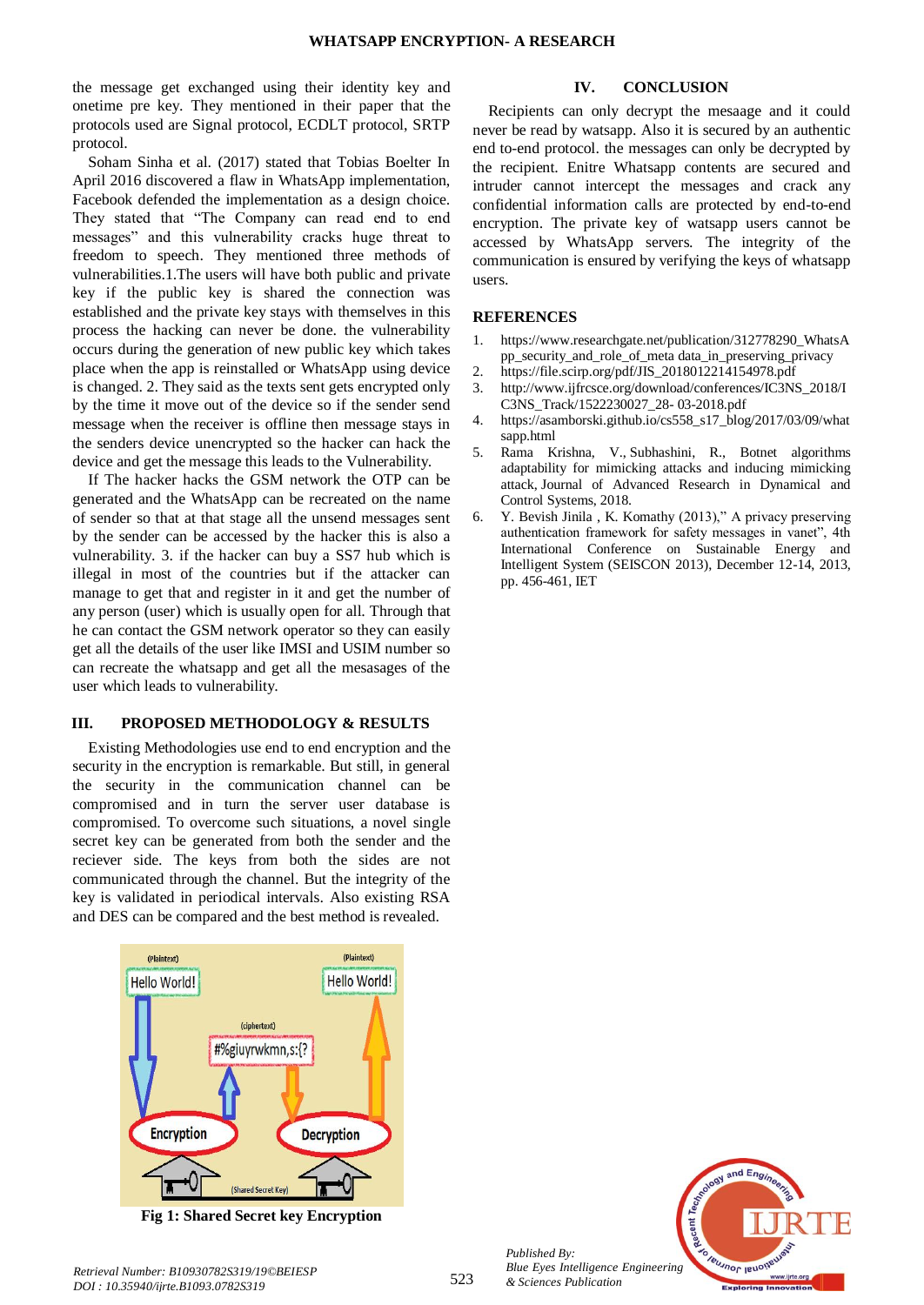the message get exchanged using their identity key and onetime pre key. They mentioned in their paper that the protocols used are Signal protocol, ECDLT protocol, SRTP protocol.

Soham Sinha et al. (2017) stated that Tobias Boelter In April 2016 discovered a flaw in WhatsApp implementation, Facebook defended the implementation as a design choice. They stated that "The Company can read end to end messages" and this vulnerability cracks huge threat to freedom to speech. They mentioned three methods of vulnerabilities.1.The users will have both public and private key if the public key is shared the connection was established and the private key stays with themselves in this process the hacking can never be done. the vulnerability occurs during the generation of new public key which takes place when the app is reinstalled or WhatsApp using device is changed. 2. They said as the texts sent gets encrypted only by the time it move out of the device so if the sender send message when the receiver is offline then message stays in the senders device unencrypted so the hacker can hack the device and get the message this leads to the Vulnerability.

If The hacker hacks the GSM network the OTP can be generated and the WhatsApp can be recreated on the name of sender so that at that stage all the unsend messages sent by the sender can be accessed by the hacker this is also a vulnerability. 3. if the hacker can buy a SS7 hub which is illegal in most of the countries but if the attacker can manage to get that and register in it and get the number of any person (user) which is usually open for all. Through that he can contact the GSM network operator so they can easily get all the details of the user like IMSI and USIM number so can recreate the whatsapp and get all the mesasages of the user which leads to vulnerability.

## III. PROPOSED METHODOLOGY & RESULTS

Existing Methodologies use end to end encryption and the security in the encryption is remarkable. But still, in general the security in the communication channel can be compromised and in turn the server user database is compromised. To overcome such situations, a novel single secret key can be generated from both the sender and the reciever side. The keys from both the sides are not communicated through the channel. But the integrity of the key is validated in periodical intervals. Also existing RSA and DES can be compared and the best method is revealed.

(Plaintext)
Hello World!
(Plaintext)
Hello World!
(ciphertext)
#%giuyrwkmn,s:(?
Encryption
Decryption
(Shared Secret Key)

**Fig 1: Shared Secret key Encryption**

## IV. CONCLUSION

Recipients can only decrypt the mesaage and it could never be read by watsapp. Also it is secured by an authentic end to-end protocol. the messages can only be decrypted by the recipient. Enitre Whatsapp contents are secured and intruder cannot intercept the messages and crack any confidential information calls are protected by end-to-end encryption. The private key of watsapp users cannot be accessed by WhatsApp servers. The integrity of the communication is ensured by verifying the keys of whatsapp users.

## REFERENCES

1. https://www.researchgate.net/publication/312778290_WhatsApp_security_and_role_of_meta data_in_preserving_privacy
2. https://file.scirp.org/pdf/JIS_2018012214154978.pdf
3. http://www.ijfrcsce.org/download/conferences/IC3NS_2018/IC3NS_Track/1522230027_28- 03-2018.pdf
4. https://asamborski.github.io/cs558_s17_blog/2017/03/09/whatsapp.html
5. Rama Krishna, V., Subhashini, R., Botnet algorithms adaptability for mimicking attacks and inducing mimicking attack, Journal of Advanced Research in Dynamical and Control Systems, 2018.
6. Y. Bevish Jinila , K. Komathy (2013)," A privacy preserving authentication framework for safety messages in vanet", 4th International Conference on Sustainable Energy and Intelligent System (SEISCON 2013), December 12-14, 2013, pp. 456-461, IET